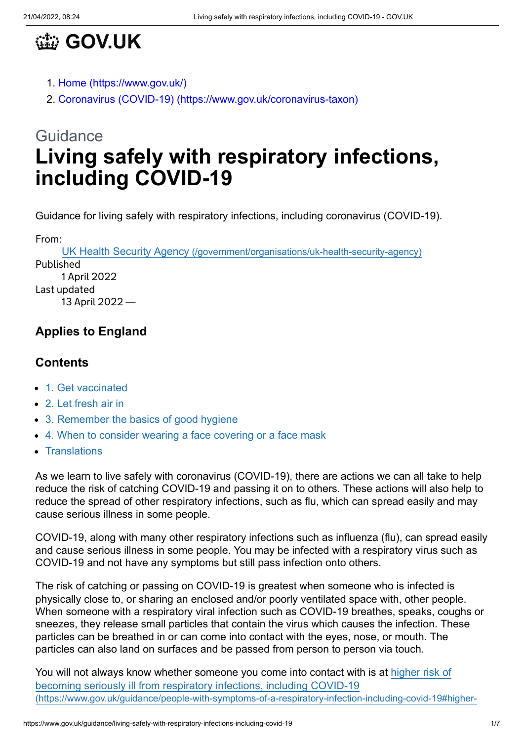# GOV.UK

1. Home (https://www.gov.uk/)
2. Coronavirus (COVID-19) (https://www.gov.uk/coronavirus-taxon)

Guidance

# Living safely with respiratory infections, including COVID-19

Guidance for living safely with respiratory infections, including coronavirus (COVID-19).

From:
UK Health Security Agency (/government/organisations/uk-health-security-agency)

Published
1 April 2022

Last updated
13 April 2022 —

## Applies to England

## Contents

- 1. Get vaccinated
- 2. Let fresh air in
- 3. Remember the basics of good hygiene
- 4. When to consider wearing a face covering or a face mask
- Translations

As we learn to live safely with coronavirus (COVID-19), there are actions we can all take to help reduce the risk of catching COVID-19 and passing it on to others. These actions will also help to reduce the spread of other respiratory infections, such as flu, which can spread easily and may cause serious illness in some people.

COVID-19, along with many other respiratory infections such as influenza (flu), can spread easily and cause serious illness in some people. You may be infected with a respiratory virus such as COVID-19 and not have any symptoms but still pass infection onto others.

The risk of catching or passing on COVID-19 is greatest when someone who is infected is physically close to, or sharing an enclosed and/or poorly ventilated space with, other people. When someone with a respiratory viral infection such as COVID-19 breathes, speaks, coughs or sneezes, they release small particles that contain the virus which causes the infection. These particles can be breathed in or can come into contact with the eyes, nose, or mouth. The particles can also land on surfaces and be passed from person to person via touch.

You will not always know whether someone you come into contact with is at higher risk of becoming seriously ill from respiratory infections, including COVID-19 (https://www.gov.uk/guidance/people-with-symptoms-of-a-respiratory-infection-including-covid-19#higher-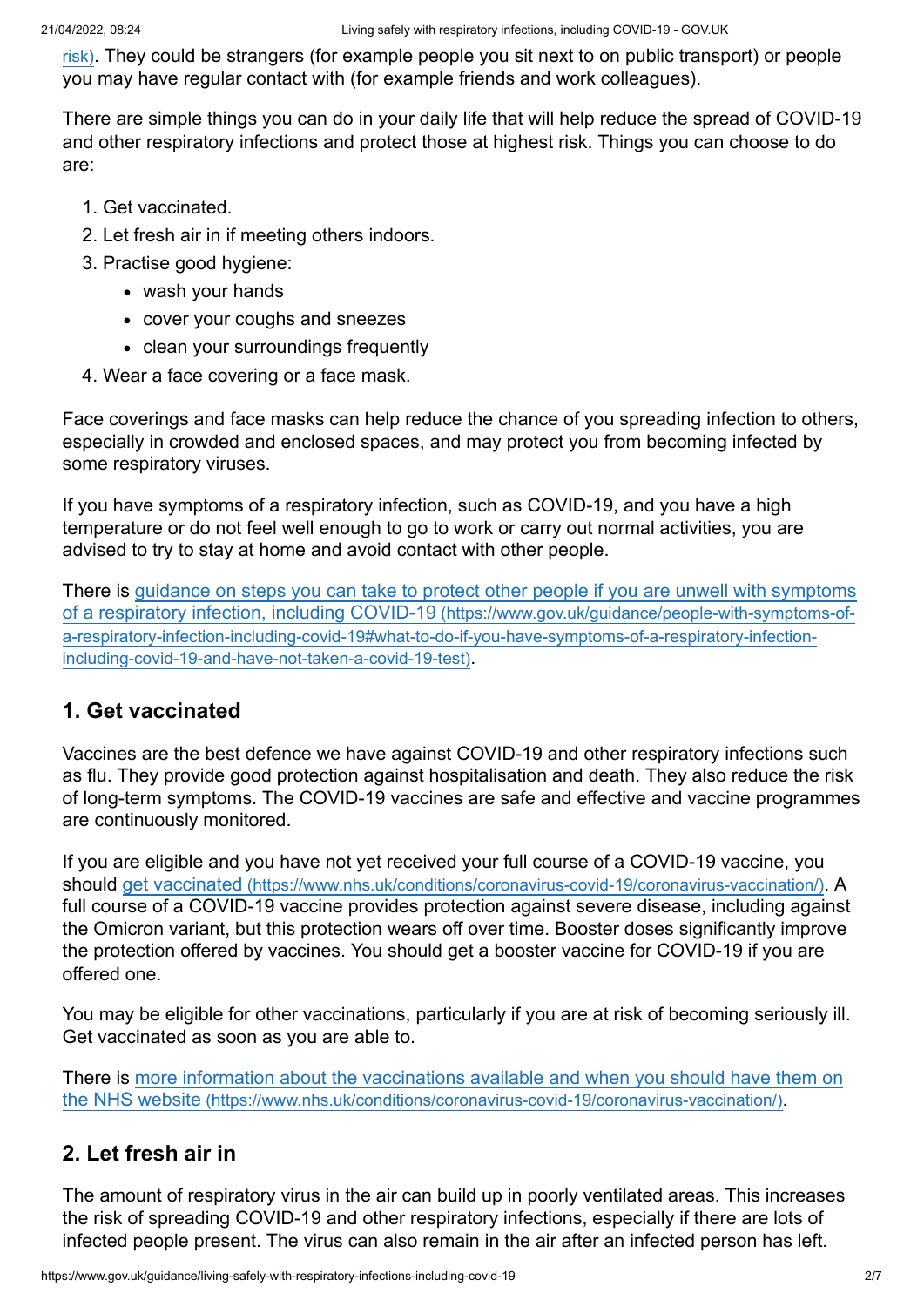[risk)](). They could be strangers (for example people you sit next to on public transport) or people you may have regular contact with (for example friends and work colleagues).

There are simple things you can do in your daily life that will help reduce the spread of COVID-19 and other respiratory infections and protect those at highest risk. Things you can choose to do are:

1. Get vaccinated.
2. Let fresh air in if meeting others indoors.
3. Practise good hygiene:
    - wash your hands
    - cover your coughs and sneezes
    - clean your surroundings frequently
4. Wear a face covering or a face mask.

Face coverings and face masks can help reduce the chance of you spreading infection to others, especially in crowded and enclosed spaces, and may protect you from becoming infected by some respiratory viruses.

If you have symptoms of a respiratory infection, such as COVID-19, and you have a high temperature or do not feel well enough to go to work or carry out normal activities, you are advised to try to stay at home and avoid contact with other people.

There is [guidance on steps you can take to protect other people if you are unwell with symptoms of a respiratory infection, including COVID-19 (https://www.gov.uk/guidance/people-with-symptoms-of-a-respiratory-infection-including-covid-19#what-to-do-if-you-have-symptoms-of-a-respiratory-infection-including-covid-19-and-have-not-taken-a-covid-19-test)](https://www.gov.uk/guidance/people-with-symptoms-of-a-respiratory-infection-including-covid-19#what-to-do-if-you-have-symptoms-of-a-respiratory-infection-including-covid-19-and-have-not-taken-a-covid-19-test).

## 1. Get vaccinated

Vaccines are the best defence we have against COVID-19 and other respiratory infections such as flu. They provide good protection against hospitalisation and death. They also reduce the risk of long-term symptoms. The COVID-19 vaccines are safe and effective and vaccine programmes are continuously monitored.

If you are eligible and you have not yet received your full course of a COVID-19 vaccine, you should [get vaccinated (https://www.nhs.uk/conditions/coronavirus-covid-19/coronavirus-vaccination/)](https://www.nhs.uk/conditions/coronavirus-covid-19/coronavirus-vaccination/). A full course of a COVID-19 vaccine provides protection against severe disease, including against the Omicron variant, but this protection wears off over time. Booster doses significantly improve the protection offered by vaccines. You should get a booster vaccine for COVID-19 if you are offered one.

You may be eligible for other vaccinations, particularly if you are at risk of becoming seriously ill. Get vaccinated as soon as you are able to.

There is [more information about the vaccinations available and when you should have them on the NHS website (https://www.nhs.uk/conditions/coronavirus-covid-19/coronavirus-vaccination/)](https://www.nhs.uk/conditions/coronavirus-covid-19/coronavirus-vaccination/).

## 2. Let fresh air in

The amount of respiratory virus in the air can build up in poorly ventilated areas. This increases the risk of spreading COVID-19 and other respiratory infections, especially if there are lots of infected people present. The virus can also remain in the air after an infected person has left.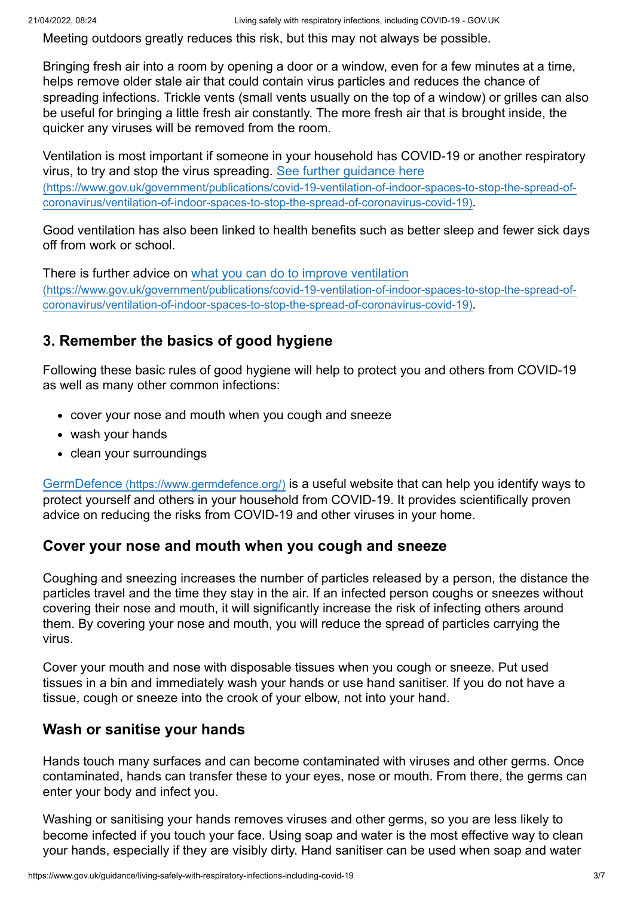Meeting outdoors greatly reduces this risk, but this may not always be possible.

Bringing fresh air into a room by opening a door or a window, even for a few minutes at a time, helps remove older stale air that could contain virus particles and reduces the chance of spreading infections. Trickle vents (small vents usually on the top of a window) or grilles can also be useful for bringing a little fresh air constantly. The more fresh air that is brought inside, the quicker any viruses will be removed from the room.

Ventilation is most important if someone in your household has COVID-19 or another respiratory virus, to try and stop the virus spreading. [See further guidance here (https://www.gov.uk/government/publications/covid-19-ventilation-of-indoor-spaces-to-stop-the-spread-of-coronavirus/ventilation-of-indoor-spaces-to-stop-the-spread-of-coronavirus-covid-19)](https://www.gov.uk/government/publications/covid-19-ventilation-of-indoor-spaces-to-stop-the-spread-of-coronavirus/ventilation-of-indoor-spaces-to-stop-the-spread-of-coronavirus-covid-19).

Good ventilation has also been linked to health benefits such as better sleep and fewer sick days off from work or school.

There is further advice on [what you can do to improve ventilation (https://www.gov.uk/government/publications/covid-19-ventilation-of-indoor-spaces-to-stop-the-spread-of-coronavirus/ventilation-of-indoor-spaces-to-stop-the-spread-of-coronavirus-covid-19)](https://www.gov.uk/government/publications/covid-19-ventilation-of-indoor-spaces-to-stop-the-spread-of-coronavirus/ventilation-of-indoor-spaces-to-stop-the-spread-of-coronavirus-covid-19).

## 3. Remember the basics of good hygiene

Following these basic rules of good hygiene will help to protect you and others from COVID-19 as well as many other common infections:

- cover your nose and mouth when you cough and sneeze
- wash your hands
- clean your surroundings

[GermDefence (https://www.germdefence.org/)](https://www.germdefence.org/) is a useful website that can help you identify ways to protect yourself and others in your household from COVID-19. It provides scientifically proven advice on reducing the risks from COVID-19 and other viruses in your home.

### Cover your nose and mouth when you cough and sneeze

Coughing and sneezing increases the number of particles released by a person, the distance the particles travel and the time they stay in the air. If an infected person coughs or sneezes without covering their nose and mouth, it will significantly increase the risk of infecting others around them. By covering your nose and mouth, you will reduce the spread of particles carrying the virus.

Cover your mouth and nose with disposable tissues when you cough or sneeze. Put used tissues in a bin and immediately wash your hands or use hand sanitiser. If you do not have a tissue, cough or sneeze into the crook of your elbow, not into your hand.

### Wash or sanitise your hands

Hands touch many surfaces and can become contaminated with viruses and other germs. Once contaminated, hands can transfer these to your eyes, nose or mouth. From there, the germs can enter your body and infect you.

Washing or sanitising your hands removes viruses and other germs, so you are less likely to become infected if you touch your face. Using soap and water is the most effective way to clean your hands, especially if they are visibly dirty. Hand sanitiser can be used when soap and water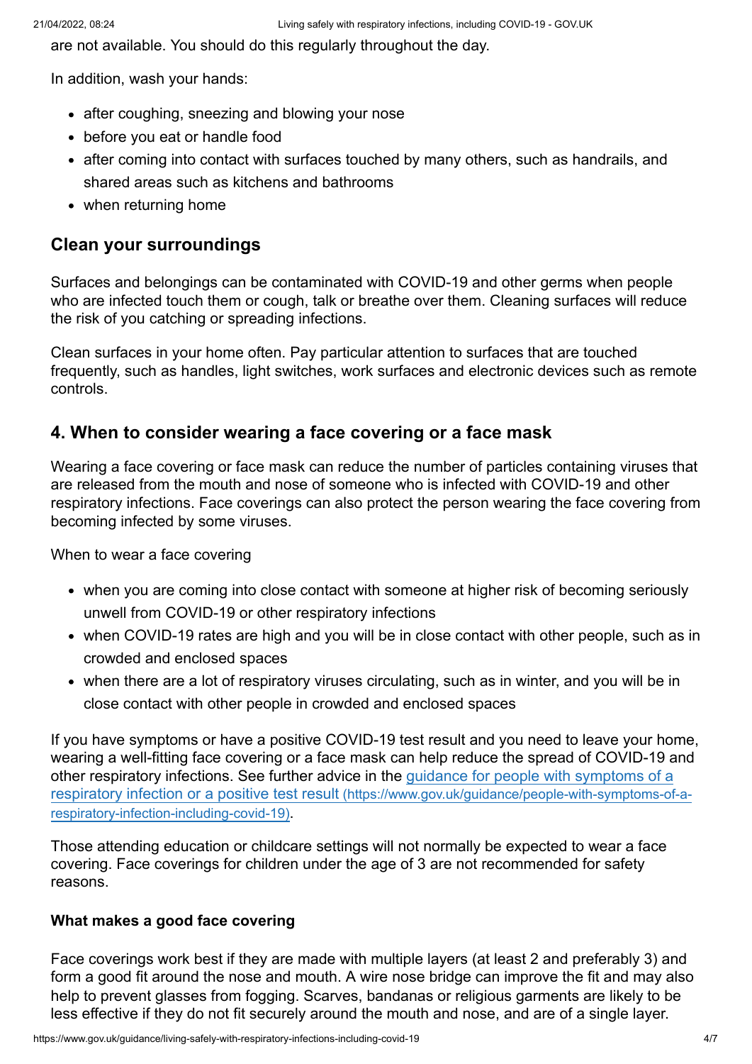are not available. You should do this regularly throughout the day.

In addition, wash your hands:

- after coughing, sneezing and blowing your nose
- before you eat or handle food
- after coming into contact with surfaces touched by many others, such as handrails, and shared areas such as kitchens and bathrooms
- when returning home

### Clean your surroundings

Surfaces and belongings can be contaminated with COVID-19 and other germs when people who are infected touch them or cough, talk or breathe over them. Cleaning surfaces will reduce the risk of you catching or spreading infections.

Clean surfaces in your home often. Pay particular attention to surfaces that are touched frequently, such as handles, light switches, work surfaces and electronic devices such as remote controls.

## 4. When to consider wearing a face covering or a face mask

Wearing a face covering or face mask can reduce the number of particles containing viruses that are released from the mouth and nose of someone who is infected with COVID-19 and other respiratory infections. Face coverings can also protect the person wearing the face covering from becoming infected by some viruses.

When to wear a face covering

- when you are coming into close contact with someone at higher risk of becoming seriously unwell from COVID-19 or other respiratory infections
- when COVID-19 rates are high and you will be in close contact with other people, such as in crowded and enclosed spaces
- when there are a lot of respiratory viruses circulating, such as in winter, and you will be in close contact with other people in crowded and enclosed spaces

If you have symptoms or have a positive COVID-19 test result and you need to leave your home, wearing a well-fitting face covering or a face mask can help reduce the spread of COVID-19 and other respiratory infections. See further advice in the [guidance for people with symptoms of a respiratory infection or a positive test result](https://www.gov.uk/guidance/people-with-symptoms-of-a-respiratory-infection-including-covid-19) (https://www.gov.uk/guidance/people-with-symptoms-of-a-respiratory-infection-including-covid-19).

Those attending education or childcare settings will not normally be expected to wear a face covering. Face coverings for children under the age of 3 are not recommended for safety reasons.

#### What makes a good face covering

Face coverings work best if they are made with multiple layers (at least 2 and preferably 3) and form a good fit around the nose and mouth. A wire nose bridge can improve the fit and may also help to prevent glasses from fogging. Scarves, bandanas or religious garments are likely to be less effective if they do not fit securely around the mouth and nose, and are of a single layer.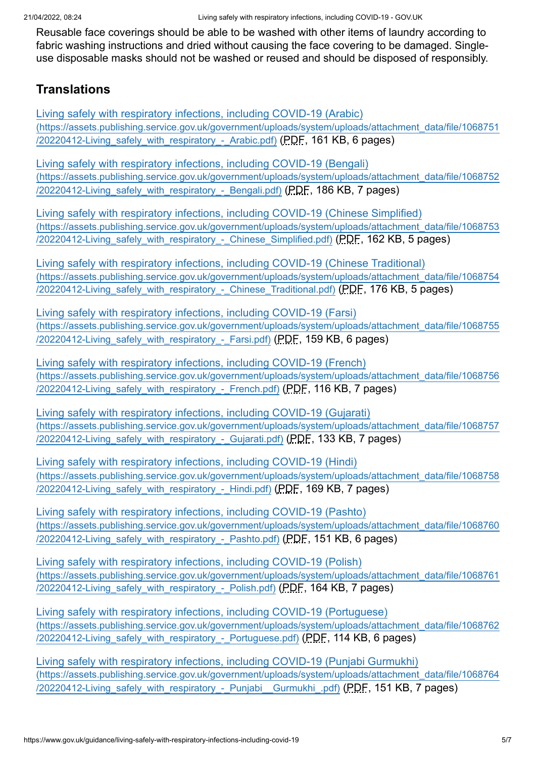Reusable face coverings should be able to be washed with other items of laundry according to fabric washing instructions and dried without causing the face covering to be damaged. Single-use disposable masks should not be washed or reused and should be disposed of responsibly.

## Translations

Living safely with respiratory infections, including COVID-19 (Arabic) (https://assets.publishing.service.gov.uk/government/uploads/system/uploads/attachment_data/file/1068751/20220412-Living_safely_with_respiratory_-_Arabic.pdf) (PDF, 161 KB, 6 pages)

Living safely with respiratory infections, including COVID-19 (Bengali) (https://assets.publishing.service.gov.uk/government/uploads/system/uploads/attachment_data/file/1068752/20220412-Living_safely_with_respiratory_-_Bengali.pdf) (PDF, 186 KB, 7 pages)

Living safely with respiratory infections, including COVID-19 (Chinese Simplified) (https://assets.publishing.service.gov.uk/government/uploads/system/uploads/attachment_data/file/1068753/20220412-Living_safely_with_respiratory_-_Chinese_Simplified.pdf) (PDF, 162 KB, 5 pages)

Living safely with respiratory infections, including COVID-19 (Chinese Traditional) (https://assets.publishing.service.gov.uk/government/uploads/system/uploads/attachment_data/file/1068754/20220412-Living_safely_with_respiratory_-_Chinese_Traditional.pdf) (PDF, 176 KB, 5 pages)

Living safely with respiratory infections, including COVID-19 (Farsi) (https://assets.publishing.service.gov.uk/government/uploads/system/uploads/attachment_data/file/1068755/20220412-Living_safely_with_respiratory_-_Farsi.pdf) (PDF, 159 KB, 6 pages)

Living safely with respiratory infections, including COVID-19 (French) (https://assets.publishing.service.gov.uk/government/uploads/system/uploads/attachment_data/file/1068756/20220412-Living_safely_with_respiratory_-_French.pdf) (PDF, 116 KB, 7 pages)

Living safely with respiratory infections, including COVID-19 (Gujarati) (https://assets.publishing.service.gov.uk/government/uploads/system/uploads/attachment_data/file/1068757/20220412-Living_safely_with_respiratory_-_Gujarati.pdf) (PDF, 133 KB, 7 pages)

Living safely with respiratory infections, including COVID-19 (Hindi) (https://assets.publishing.service.gov.uk/government/uploads/system/uploads/attachment_data/file/1068758/20220412-Living_safely_with_respiratory_-_Hindi.pdf) (PDF, 169 KB, 7 pages)

Living safely with respiratory infections, including COVID-19 (Pashto) (https://assets.publishing.service.gov.uk/government/uploads/system/uploads/attachment_data/file/1068760/20220412-Living_safely_with_respiratory_-_Pashto.pdf) (PDF, 151 KB, 6 pages)

Living safely with respiratory infections, including COVID-19 (Polish) (https://assets.publishing.service.gov.uk/government/uploads/system/uploads/attachment_data/file/1068761/20220412-Living_safely_with_respiratory_-_Polish.pdf) (PDF, 164 KB, 7 pages)

Living safely with respiratory infections, including COVID-19 (Portuguese) (https://assets.publishing.service.gov.uk/government/uploads/system/uploads/attachment_data/file/1068762/20220412-Living_safely_with_respiratory_-_Portuguese.pdf) (PDF, 114 KB, 6 pages)

Living safely with respiratory infections, including COVID-19 (Punjabi Gurmukhi) (https://assets.publishing.service.gov.uk/government/uploads/system/uploads/attachment_data/file/1068764/20220412-Living_safely_with_respiratory_-_Punjabi__Gurmukhi_.pdf) (PDF, 151 KB, 7 pages)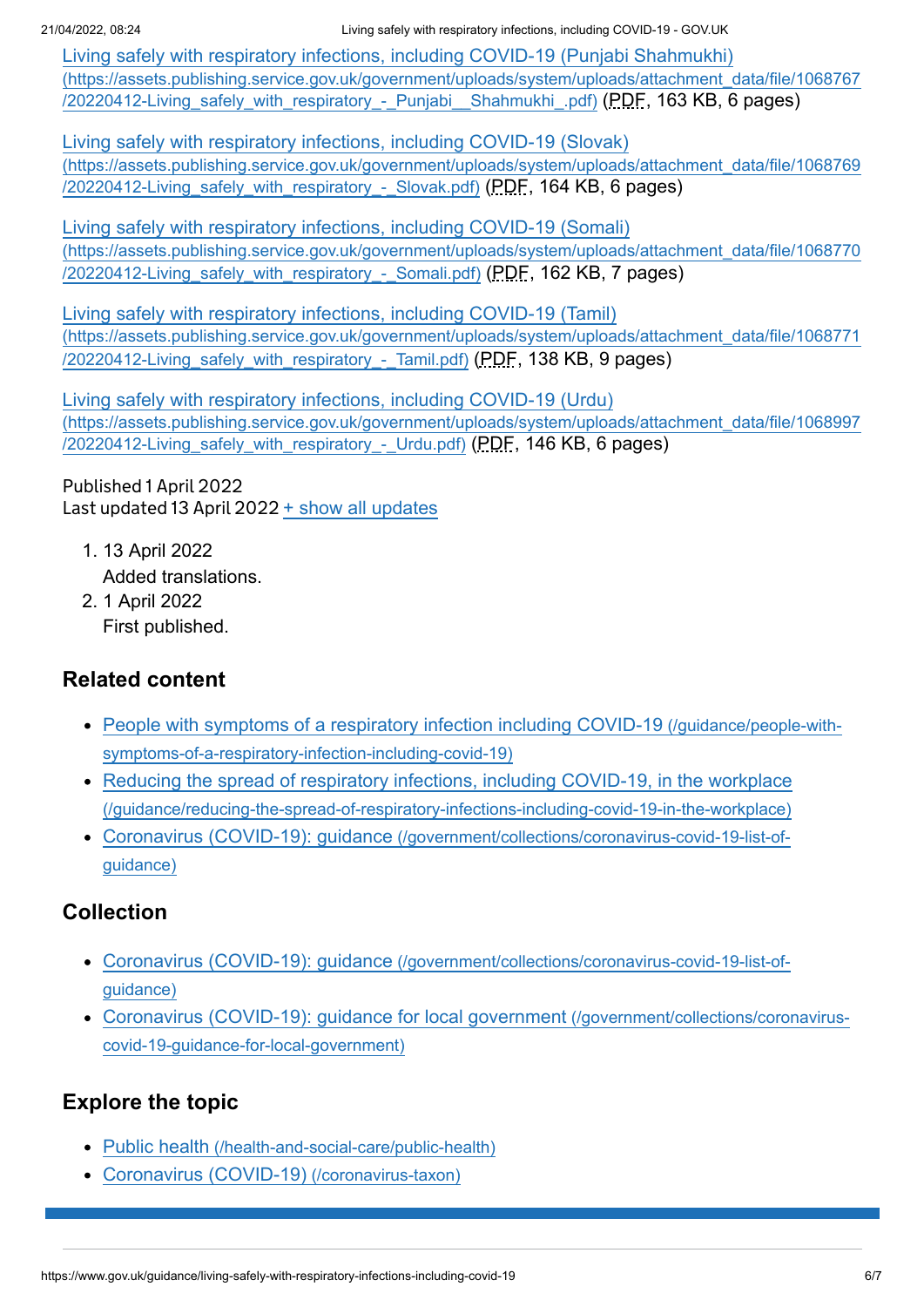Living safely with respiratory infections, including COVID-19 (Punjabi Shahmukhi) (https://assets.publishing.service.gov.uk/government/uploads/system/uploads/attachment_data/file/1068767/20220412-Living_safely_with_respiratory_-_Punjabi__Shahmukhi_.pdf) (PDF, 163 KB, 6 pages)

Living safely with respiratory infections, including COVID-19 (Slovak) (https://assets.publishing.service.gov.uk/government/uploads/system/uploads/attachment_data/file/1068769/20220412-Living_safely_with_respiratory_-_Slovak.pdf) (PDF, 164 KB, 6 pages)

Living safely with respiratory infections, including COVID-19 (Somali) (https://assets.publishing.service.gov.uk/government/uploads/system/uploads/attachment_data/file/1068770/20220412-Living_safely_with_respiratory_-_Somali.pdf) (PDF, 162 KB, 7 pages)

Living safely with respiratory infections, including COVID-19 (Tamil) (https://assets.publishing.service.gov.uk/government/uploads/system/uploads/attachment_data/file/1068771/20220412-Living_safely_with_respiratory_-_Tamil.pdf) (PDF, 138 KB, 9 pages)

Living safely with respiratory infections, including COVID-19 (Urdu) (https://assets.publishing.service.gov.uk/government/uploads/system/uploads/attachment_data/file/1068997/20220412-Living_safely_with_respiratory_-_Urdu.pdf) (PDF, 146 KB, 6 pages)

Published 1 April 2022
Last updated 13 April 2022 + show all updates

1. 13 April 2022
   Added translations.
2. 1 April 2022
   First published.

## Related content

- People with symptoms of a respiratory infection including COVID-19 (/guidance/people-with-symptoms-of-a-respiratory-infection-including-covid-19)
- Reducing the spread of respiratory infections, including COVID-19, in the workplace (/guidance/reducing-the-spread-of-respiratory-infections-including-covid-19-in-the-workplace)
- Coronavirus (COVID-19): guidance (/government/collections/coronavirus-covid-19-list-of-guidance)

## Collection

- Coronavirus (COVID-19): guidance (/government/collections/coronavirus-covid-19-list-of-guidance)
- Coronavirus (COVID-19): guidance for local government (/government/collections/coronavirus-covid-19-guidance-for-local-government)

## Explore the topic

- Public health (/health-and-social-care/public-health)
- Coronavirus (COVID-19) (/coronavirus-taxon)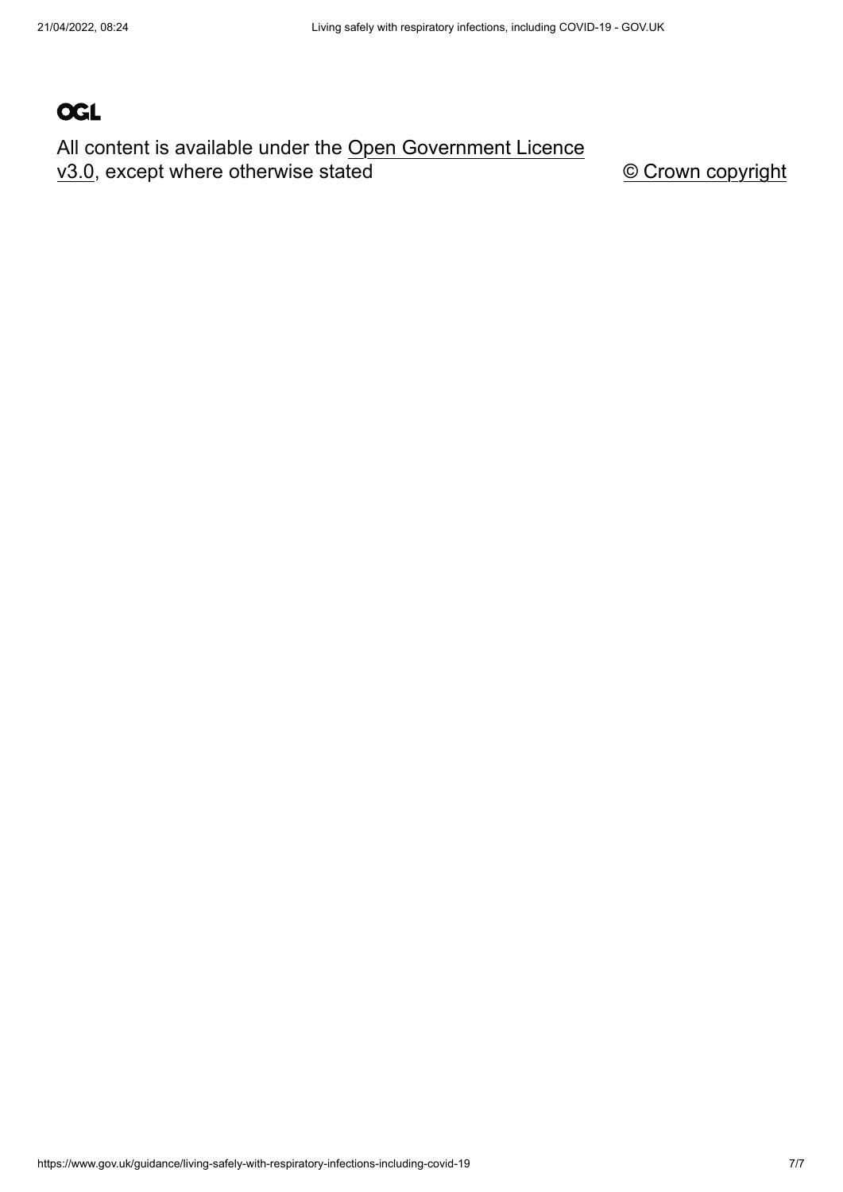OGL

All content is available under the Open Government Licence v3.0, except where otherwise stated

© Crown copyright